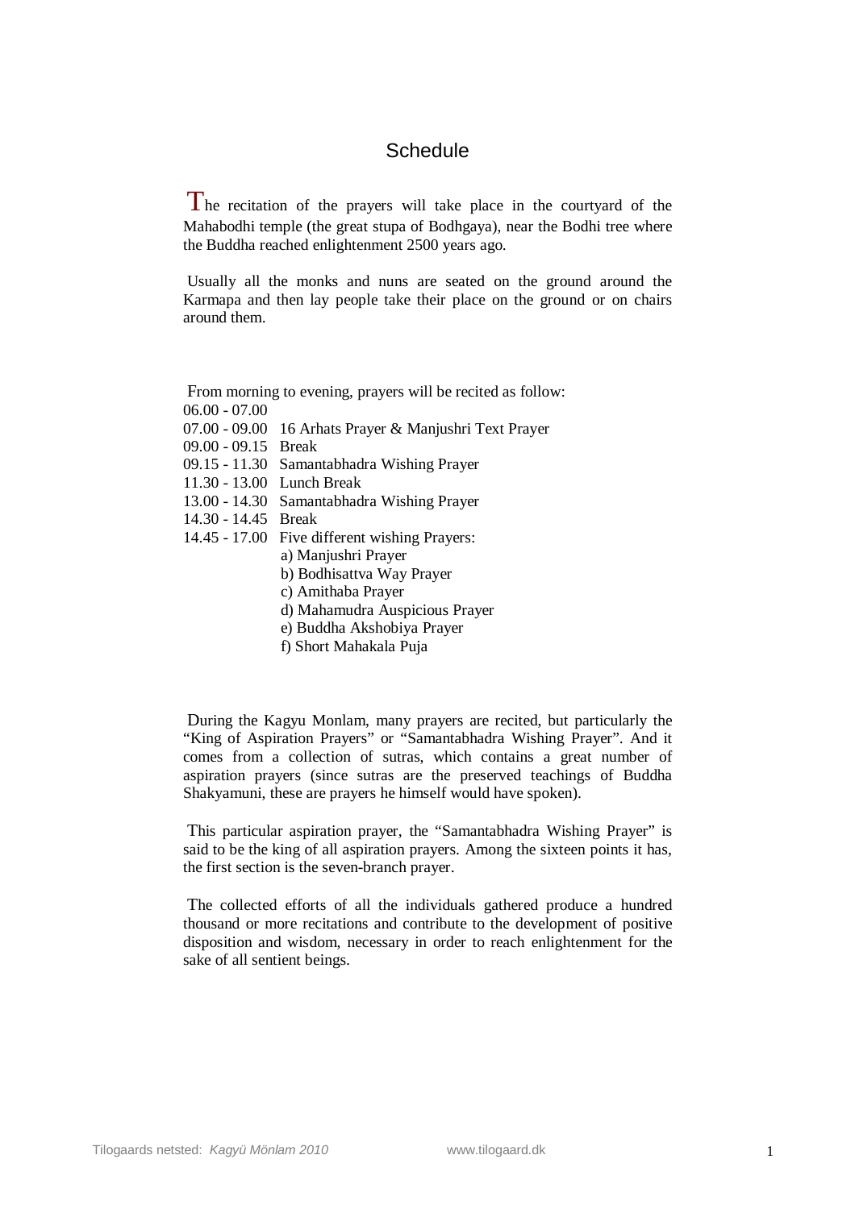# Schedule

The recitation of the prayers will take place in the courtyard of the Mahabodhi temple (the great stupa of Bodhgaya), near the Bodhi tree where the Buddha reached enlightenment 2500 years ago.

Usually all the monks and nuns are seated on the ground around the Karmapa and then lay people take their place on the ground or on chairs around them.

From morning to evening, prayers will be recited as follow:

06.00 - 07.00
07.00 - 09.00 16 Arhats Prayer & Manjushri Text Prayer
09.00 - 09.15 Break
09.15 - 11.30 Samantabhadra Wishing Prayer
11.30 - 13.00 Lunch Break
13.00 - 14.30 Samantabhadra Wishing Prayer
14.30 - 14.45 Break
14.45 - 17.00 Five different wishing Prayers:

a) Manjushri Prayer
b) Bodhisattva Way Prayer
c) Amithaba Prayer
d) Mahamudra Auspicious Prayer
e) Buddha Akshobiya Prayer
f) Short Mahakala Puja

During the Kagyu Monlam, many prayers are recited, but particularly the "King of Aspiration Prayers" or "Samantabhadra Wishing Prayer". And it comes from a collection of sutras, which contains a great number of aspiration prayers (since sutras are the preserved teachings of Buddha Shakyamuni, these are prayers he himself would have spoken).

This particular aspiration prayer, the "Samantabhadra Wishing Prayer" is said to be the king of all aspiration prayers. Among the sixteen points it has, the first section is the seven-branch prayer.

The collected efforts of all the individuals gathered produce a hundred thousand or more recitations and contribute to the development of positive disposition and wisdom, necessary in order to reach enlightenment for the sake of all sentient beings.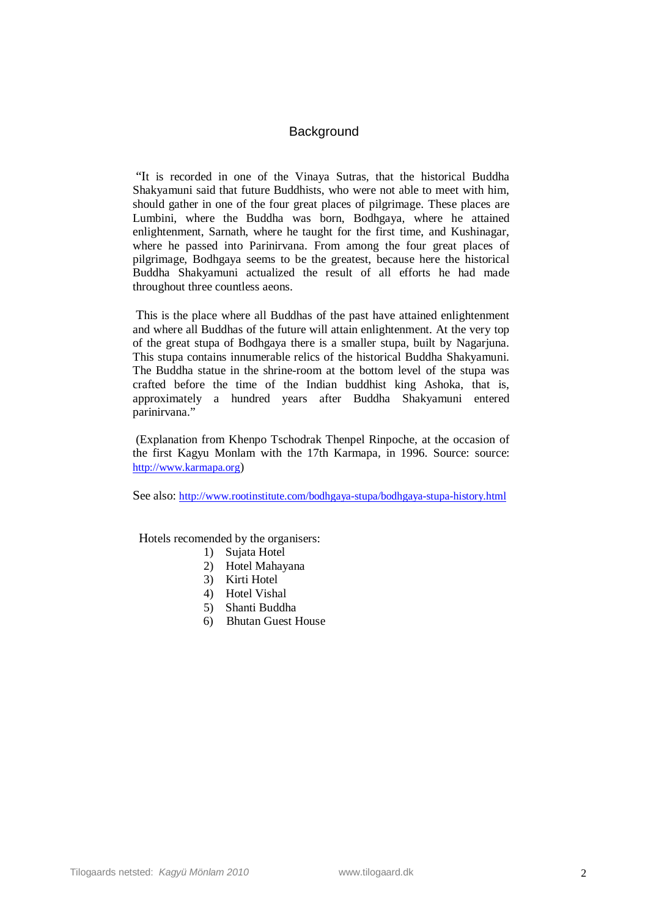## Background

"It is recorded in one of the Vinaya Sutras, that the historical Buddha Shakyamuni said that future Buddhists, who were not able to meet with him, should gather in one of the four great places of pilgrimage. These places are Lumbini, where the Buddha was born, Bodhgaya, where he attained enlightenment, Sarnath, where he taught for the first time, and Kushinagar, where he passed into Parinirvana. From among the four great places of pilgrimage, Bodhgaya seems to be the greatest, because here the historical Buddha Shakyamuni actualized the result of all efforts he had made throughout three countless aeons.

This is the place where all Buddhas of the past have attained enlightenment and where all Buddhas of the future will attain enlightenment. At the very top of the great stupa of Bodhgaya there is a smaller stupa, built by Nagarjuna. This stupa contains innumerable relics of the historical Buddha Shakyamuni. The Buddha statue in the shrine-room at the bottom level of the stupa was crafted before the time of the Indian buddhist king Ashoka, that is, approximately a hundred years after Buddha Shakyamuni entered parinirvana."

(Explanation from Khenpo Tschodrak Thenpel Rinpoche, at the occasion of the first Kagyu Monlam with the 17th Karmapa, in 1996. Source: source: http://www.karmapa.org)

See also: http://www.rootinstitute.com/bodhgaya-stupa/bodhgaya-stupa-history.html

Hotels recomended by the organisers:

1) Sujata Hotel
2) Hotel Mahayana
3) Kirti Hotel
4) Hotel Vishal
5) Shanti Buddha
6) Bhutan Guest House